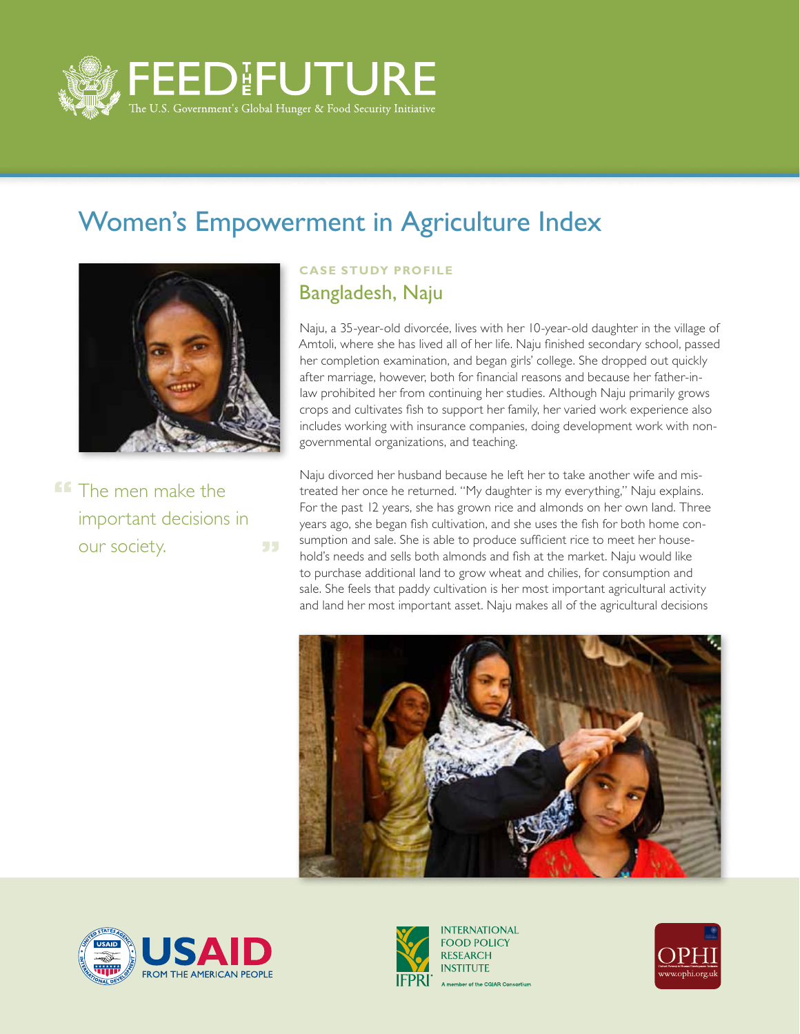# FEED THE FUTURE

The U.S. Government's Global Hunger & Food Security Initiative

## Women's Empowerment in Agriculture Index

> "The men make the important decisions in our society."

**CASE STUDY PROFILE**

### Bangladesh, Naju

Naju, a 35-year-old divorcée, lives with her 10-year-old daughter in the village of Amtoli, where she has lived all of her life. Naju finished secondary school, passed her completion examination, and began girls' college. She dropped out quickly after marriage, however, both for financial reasons and because her father-in-law prohibited her from continuing her studies. Although Naju primarily grows crops and cultivates fish to support her family, her varied work experience also includes working with insurance companies, doing development work with non-governmental organizations, and teaching.

Naju divorced her husband because he left her to take another wife and mistreated her once he returned. "My daughter is my everything," Naju explains. For the past 12 years, she has grown rice and almonds on her own land. Three years ago, she began fish cultivation, and she uses the fish for both home consumption and sale. She is able to produce sufficient rice to meet her household's needs and sells both almonds and fish at the market. Naju would like to purchase additional land to grow wheat and chilies, for consumption and sale. She feels that paddy cultivation is her most important agricultural activity and land her most important asset. Naju makes all of the agricultural decisions

USAID FROM THE AMERICAN PEOPLE

INTERNATIONAL FOOD POLICY RESEARCH INSTITUTE (IFPRI) — A member of the CGIAR Consortium

OPHI www.ophi.org.uk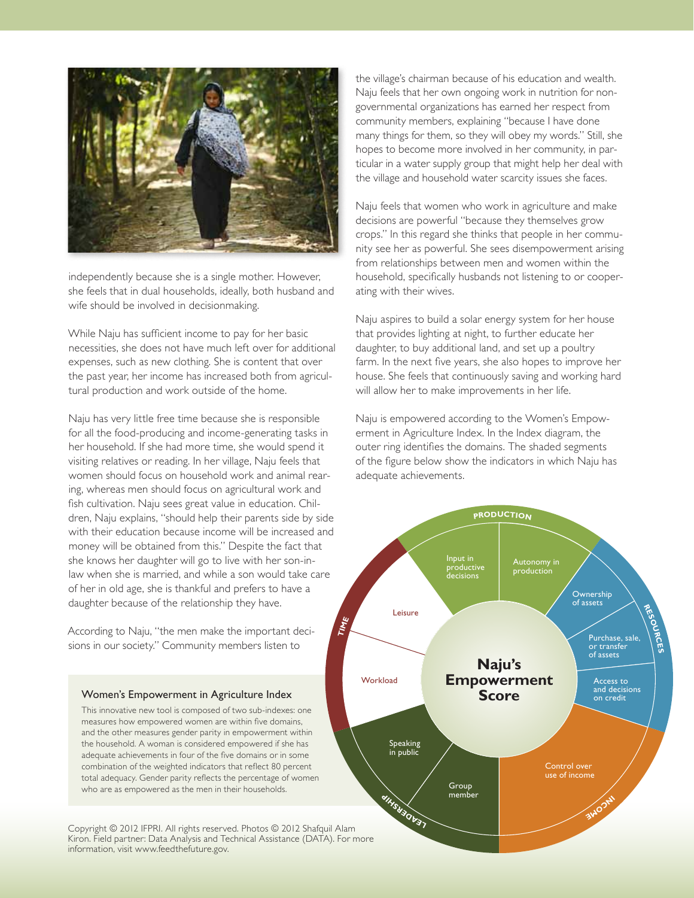independently because she is a single mother. However, she feels that in dual households, ideally, both husband and wife should be involved in decisionmaking.

While Naju has sufficient income to pay for her basic necessities, she does not have much left over for additional expenses, such as new clothing. She is content that over the past year, her income has increased both from agricultural production and work outside of the home.

Naju has very little free time because she is responsible for all the food-producing and income-generating tasks in her household. If she had more time, she would spend it visiting relatives or reading. In her village, Naju feels that women should focus on household work and animal rearing, whereas men should focus on agricultural work and fish cultivation. Naju sees great value in education. Children, Naju explains, "should help their parents side by side with their education because income will be increased and money will be obtained from this." Despite the fact that she knows her daughter will go to live with her son-in-law when she is married, and while a son would take care of her in old age, she is thankful and prefers to have a daughter because of the relationship they have.

According to Naju, "the men make the important decisions in our society." Community members listen to the village's chairman because of his education and wealth. Naju feels that her own ongoing work in nutrition for non-governmental organizations has earned her respect from community members, explaining "because I have done many things for them, so they will obey my words." Still, she hopes to become more involved in her community, in particular in a water supply group that might help her deal with the village and household water scarcity issues she faces.

Naju feels that women who work in agriculture and make decisions are powerful "because they themselves grow crops." In this regard she thinks that people in her community see her as powerful. She sees disempowerment arising from relationships between men and women within the household, specifically husbands not listening to or cooperating with their wives.

Naju aspires to build a solar energy system for her house that provides lighting at night, to further educate her daughter, to buy additional land, and set up a poultry farm. In the next five years, she also hopes to improve her house. She feels that continuously saving and working hard will allow her to make improvements in her life.

Naju is empowered according to the Women's Empowerment in Agriculture Index. In the Index diagram, the outer ring identifies the domains. The shaded segments of the figure below show the indicators in which Naju has adequate achievements.

PRODUCTION
Input in productive decisions
Autonomy in production
RESOURCES
Ownership of assets
Purchase, sale, or transfer of assets
Access to and decisions on credit
INCOME
Control over use of income
LEADERSHIP
Group member
Speaking in public
TIME
Workload
Leisure

**Naju's Empowerment Score**

### Women's Empowerment in Agriculture Index

This innovative new tool is composed of two sub-indexes: one measures how empowered women are within five domains, and the other measures gender parity in empowerment within the household. A woman is considered empowered if she has adequate achievements in four of the five domains or in some combination of the weighted indicators that reflect 80 percent total adequacy. Gender parity reflects the percentage of women who are as empowered as the men in their households.

Copyright © 2012 IFPRI. All rights reserved. Photos © 2012 Shafquil Alam Kiron. Field partner: Data Analysis and Technical Assistance (DATA). For more information, visit www.feedthefuture.gov.